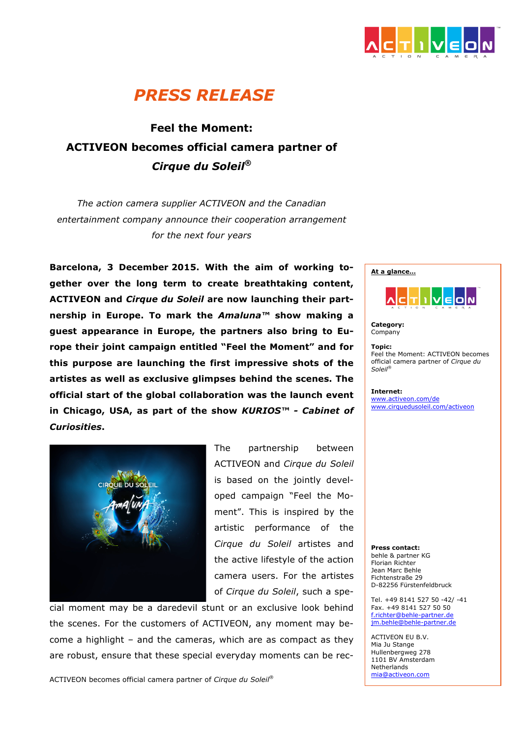# *PRESS RELEASE*

## Feel the Moment: ACTIVEON becomes official camera partner of *Cirque du Soleil*®

*The action camera supplier ACTIVEON and the Canadian entertainment company announce their cooperation arrangement for the next four years*

**Barcelona, 3 December 2015. With the aim of working together over the long term to create breathtaking content, ACTIVEON and *Cirque du Soleil* are now launching their partnership in Europe. To mark the *Amaluna*™ show making a guest appearance in Europe, the partners also bring to Europe their joint campaign entitled "Feel the Moment" and for this purpose are launching the first impressive shots of the artistes as well as exclusive glimpses behind the scenes. The official start of the global collaboration was the launch event in Chicago, USA, as part of the show *KURIOS™ - Cabinet of Curiosities*.**

The partnership between ACTIVEON and *Cirque du Soleil* is based on the jointly developed campaign "Feel the Moment". This is inspired by the artistic performance of the *Cirque du Soleil* artistes and the active lifestyle of the action camera users. For the artistes of *Cirque du Soleil*, such a special moment may be a daredevil stunt or an exclusive look behind the scenes. For the customers of ACTIVEON, any moment may become a highlight – and the cameras, which are as compact as they are robust, ensure that these special everyday moments can be rec-

---

**At a glance...**

**Category:**
Company

**Topic:**
Feel the Moment: ACTIVEON becomes official camera partner of *Cirque du Soleil*®

**Internet:**
www.activeon.com/de
www.cirquedusoleil.com/activeon

**Press contact:**
behle & partner KG
Florian Richter
Jean Marc Behle
Fichtenstraße 29
D-82256 Fürstenfeldbruck

Tel. +49 8141 527 50 -42/ -41
Fax. +49 8141 527 50 50
f.richter@behle-partner.de
jm.behle@behle-partner.de

ACTIVEON EU B.V.
Mia Ju Stange
Hullenbergweg 278
1101 BV Amsterdam
Netherlands
mia@activeon.com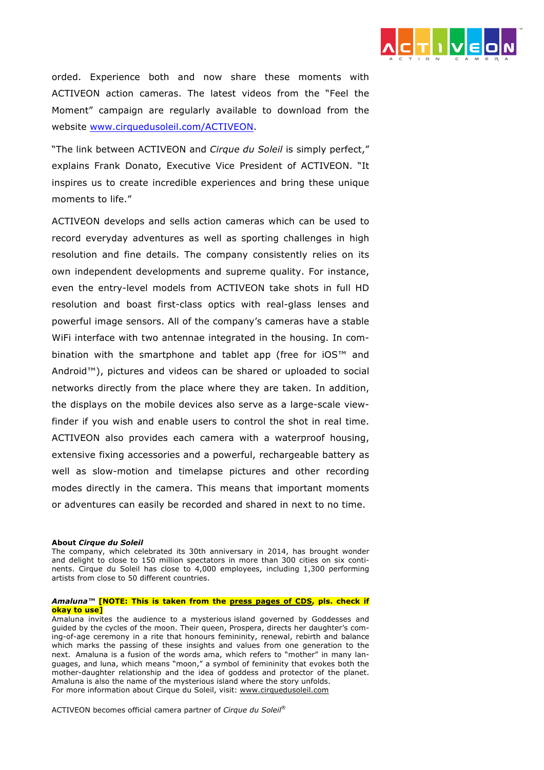orded. Experience both and now share these moments with ACTIVEON action cameras. The latest videos from the "Feel the Moment" campaign are regularly available to download from the website www.cirquedusoleil.com/ACTIVEON.

"The link between ACTIVEON and *Cirque du Soleil* is simply perfect," explains Frank Donato, Executive Vice President of ACTIVEON. "It inspires us to create incredible experiences and bring these unique moments to life."

ACTIVEON develops and sells action cameras which can be used to record everyday adventures as well as sporting challenges in high resolution and fine details. The company consistently relies on its own independent developments and supreme quality. For instance, even the entry-level models from ACTIVEON take shots in full HD resolution and boast first-class optics with real-glass lenses and powerful image sensors. All of the company's cameras have a stable WiFi interface with two antennae integrated in the housing. In combination with the smartphone and tablet app (free for iOS™ and Android™), pictures and videos can be shared or uploaded to social networks directly from the place where they are taken. In addition, the displays on the mobile devices also serve as a large-scale viewfinder if you wish and enable users to control the shot in real time. ACTIVEON also provides each camera with a waterproof housing, extensive fixing accessories and a powerful, rechargeable battery as well as slow-motion and timelapse pictures and other recording modes directly in the camera. This means that important moments or adventures can easily be recorded and shared in next to no time.

**About *Cirque du Soleil***
The company, which celebrated its 30th anniversary in 2014, has brought wonder and delight to close to 150 million spectators in more than 300 cities on six continents. Cirque du Soleil has close to 4,000 employees, including 1,300 performing artists from close to 50 different countries.

***Amaluna™* [NOTE: This is taken from the press pages of CDS, pls. check if okay to use]**
Amaluna invites the audience to a mysterious island governed by Goddesses and guided by the cycles of the moon. Their queen, Prospera, directs her daughter's coming-of-age ceremony in a rite that honours femininity, renewal, rebirth and balance which marks the passing of these insights and values from one generation to the next. Amaluna is a fusion of the words ama, which refers to "mother" in many languages, and luna, which means "moon," a symbol of femininity that evokes both the mother-daughter relationship and the idea of goddess and protector of the planet. Amaluna is also the name of the mysterious island where the story unfolds.
For more information about Cirque du Soleil, visit: www.cirquedusoleil.com

ACTIVEON becomes official camera partner of *Cirque du Soleil*®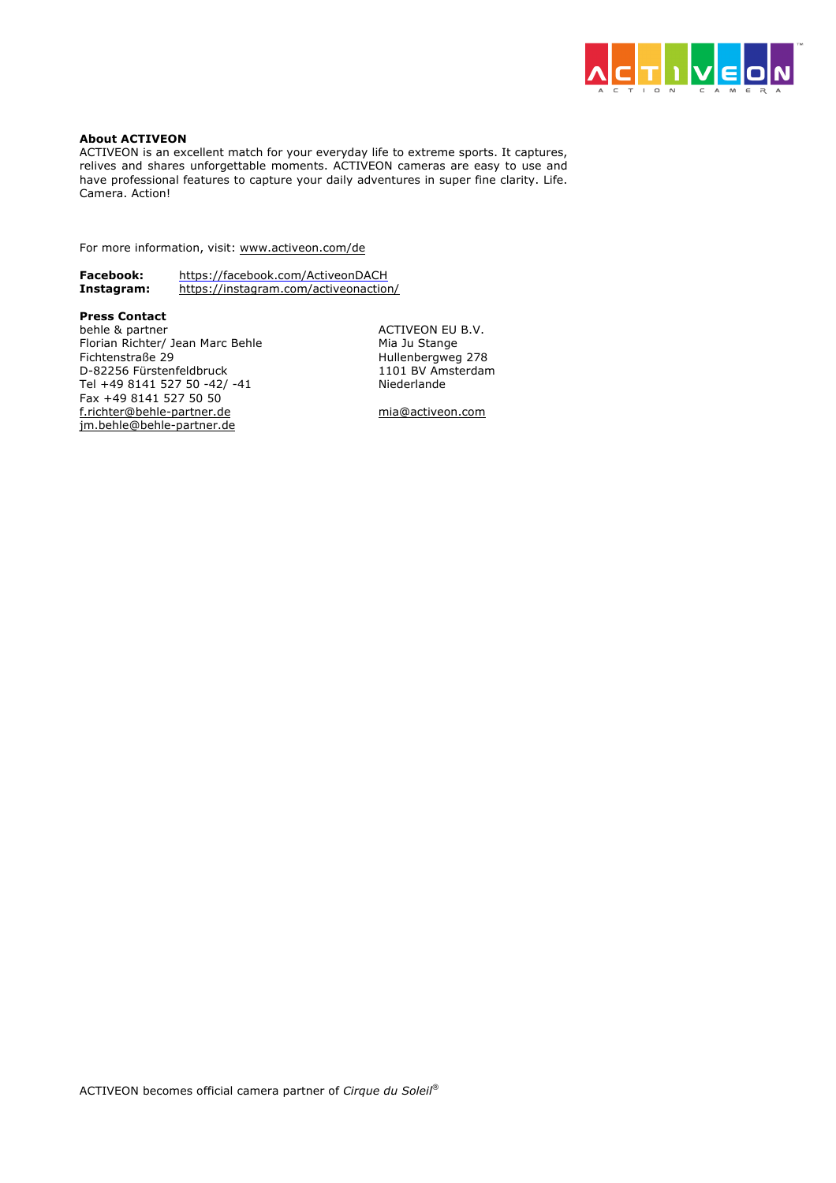**About ACTIVEON**
ACTIVEON is an excellent match for your everyday life to extreme sports. It captures, relives and shares unforgettable moments. ACTIVEON cameras are easy to use and have professional features to capture your daily adventures in super fine clarity. Life. Camera. Action!

For more information, visit: www.activeon.com/de

**Facebook:** https://facebook.com/ActiveonDACH
**Instagram:** https://instagram.com/activeonaction/

**Press Contact**

behle & partner
Florian Richter/ Jean Marc Behle
Fichtenstraße 29
D-82256 Fürstenfeldbruck
Tel +49 8141 527 50 -42/ -41
Fax +49 8141 527 50 50
f.richter@behle-partner.de
jm.behle@behle-partner.de

ACTIVEON EU B.V.
Mia Ju Stange
Hullenbergweg 278
1101 BV Amsterdam
Niederlande

mia@activeon.com